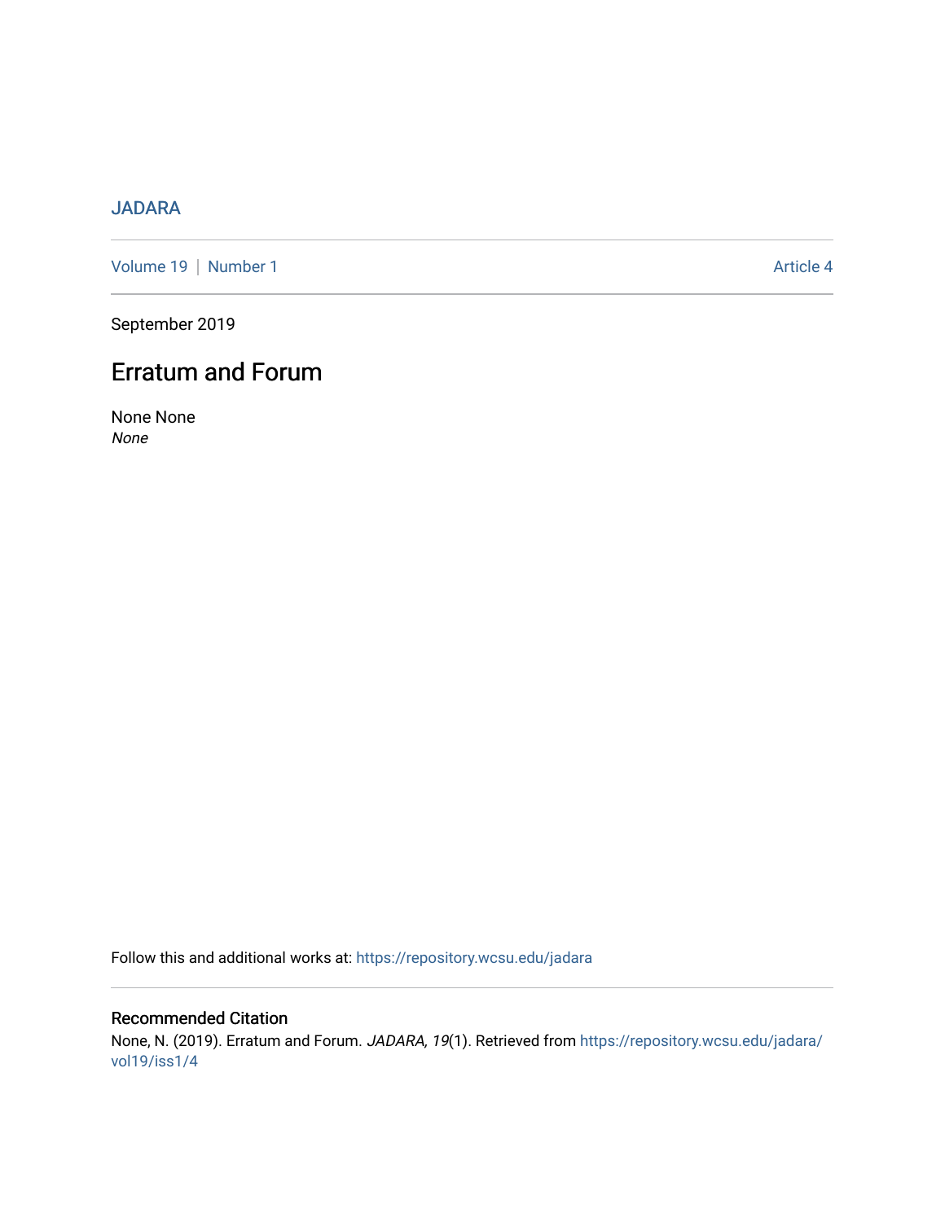JADARA

Volume 19 | Number 1 | Article 4

September 2019

# Erratum and Forum

None None

*None*

Follow this and additional works at: https://repository.wcsu.edu/jadara

## Recommended Citation

None, N. (2019). Erratum and Forum. *JADARA, 19*(1). Retrieved from https://repository.wcsu.edu/jadara/vol19/iss1/4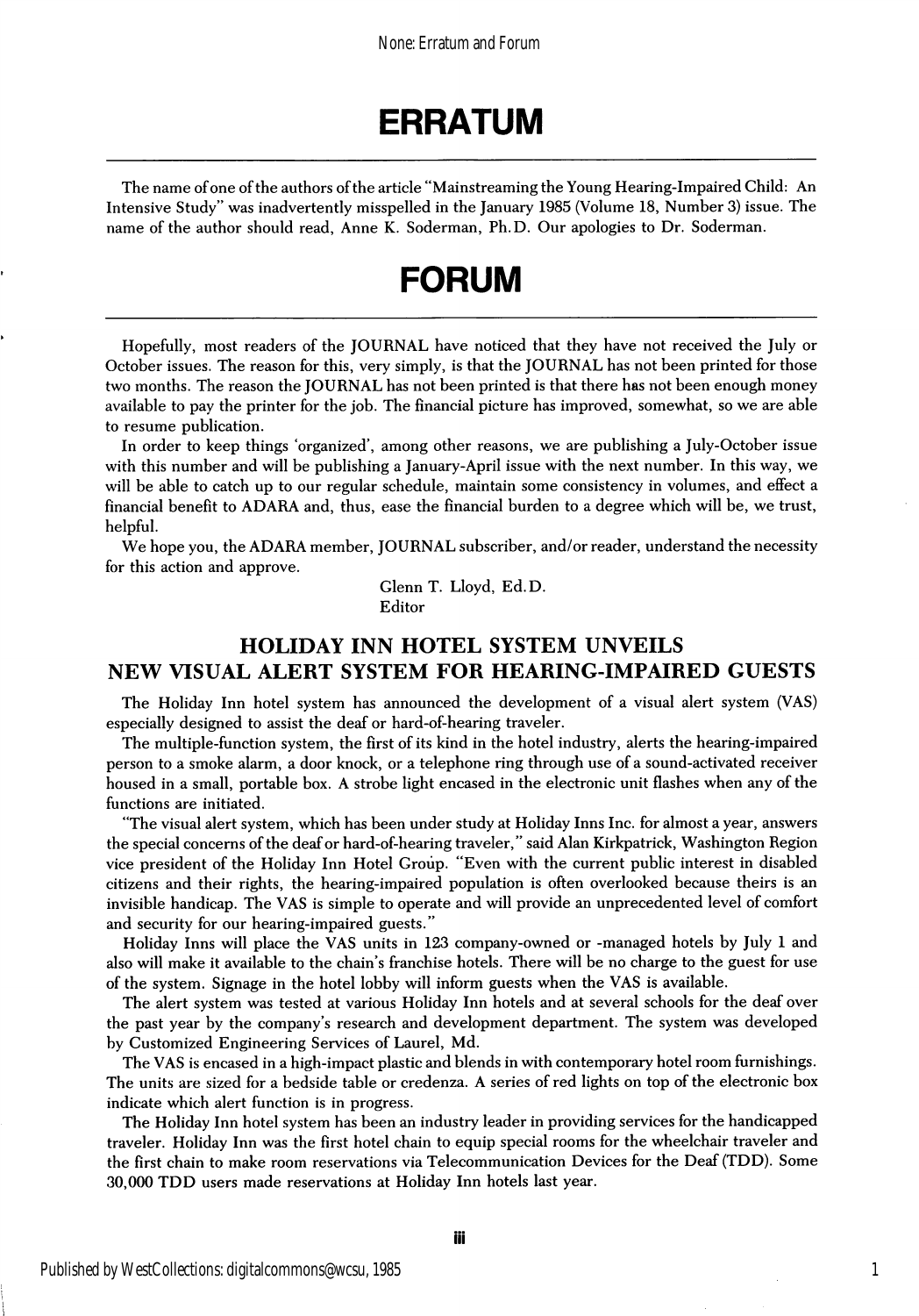# ERRATUM

The name of one of the authors of the article "Mainstreaming the Young Hearing-Impaired Child: An Intensive Study" was inadvertently misspelled in the January 1985 (Volume 18, Number 3) issue. The name of the author should read, Anne K. Soderman, Ph.D. Our apologies to Dr. Soderman.

# FORUM

Hopefully, most readers of the JOURNAL have noticed that they have not received the July or October issues. The reason for this, very simply, is that the JOURNAL has not been printed for those two months. The reason the JOURNAL has not been printed is that there has not been enough money available to pay the printer for the job. The financial picture has improved, somewhat, so we are able to resume publication.

In order to keep things 'organized', among other reasons, we are publishing a July-October issue with this number and will be publishing a January-April issue with the next number. In this way, we will be able to catch up to our regular schedule, maintain some consistency in volumes, and effect a financial benefit to ADARA and, thus, ease the financial burden to a degree which will be, we trust, helpful.

We hope you, the ADARA member, JOURNAL subscriber, and/or reader, understand the necessity for this action and approve.

Glenn T. Lloyd, Ed.D.
Editor

## HOLIDAY INN HOTEL SYSTEM UNVEILS NEW VISUAL ALERT SYSTEM FOR HEARING-IMPAIRED GUESTS

The Holiday Inn hotel system has announced the development of a visual alert system (VAS) especially designed to assist the deaf or hard-of-hearing traveler.

The multiple-function system, the first of its kind in the hotel industry, alerts the hearing-impaired person to a smoke alarm, a door knock, or a telephone ring through use of a sound-activated receiver housed in a small, portable box. A strobe light encased in the electronic unit flashes when any of the functions are initiated.

"The visual alert system, which has been under study at Holiday Inns Inc. for almost a year, answers the special concerns of the deaf or hard-of-hearing traveler," said Alan Kirkpatrick, Washington Region vice president of the Holiday Inn Hotel Group. "Even with the current public interest in disabled citizens and their rights, the hearing-impaired population is often overlooked because theirs is an invisible handicap. The VAS is simple to operate and will provide an unprecedented level of comfort and security for our hearing-impaired guests."

Holiday Inns will place the VAS units in 123 company-owned or -managed hotels by July 1 and also will make it available to the chain's franchise hotels. There will be no charge to the guest for use of the system. Signage in the hotel lobby will inform guests when the VAS is available.

The alert system was tested at various Holiday Inn hotels and at several schools for the deaf over the past year by the company's research and development department. The system was developed by Customized Engineering Services of Laurel, Md.

The VAS is encased in a high-impact plastic and blends in with contemporary hotel room furnishings. The units are sized for a bedside table or credenza. A series of red lights on top of the electronic box indicate which alert function is in progress.

The Holiday Inn hotel system has been an industry leader in providing services for the handicapped traveler. Holiday Inn was the first hotel chain to equip special rooms for the wheelchair traveler and the first chain to make room reservations via Telecommunication Devices for the Deaf (TDD). Some 30,000 TDD users made reservations at Holiday Inn hotels last year.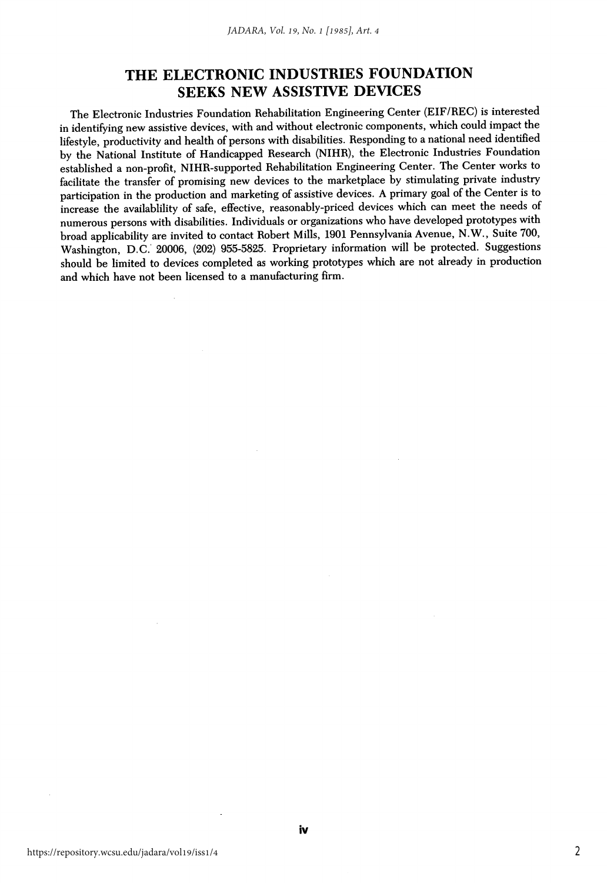# THE ELECTRONIC INDUSTRIES FOUNDATION SEEKS NEW ASSISTIVE DEVICES

The Electronic Industries Foundation Rehabilitation Engineering Center (EIF/REC) is interested in identifying new assistive devices, with and without electronic components, which could impact the lifestyle, productivity and health of persons with disabilities. Responding to a national need identified by the National Institute of Handicapped Research (NIHR), the Electronic Industries Foundation established a non-profit, NIHR-supported Rehabilitation Engineering Center. The Center works to facilitate the transfer of promising new devices to the marketplace by stimulating private industry participation in the production and marketing of assistive devices. A primary goal of the Center is to increase the availablility of safe, effective, reasonably-priced devices which can meet the needs of numerous persons with disabilities. Individuals or organizations who have developed prototypes with broad applicability are invited to contact Robert Mills, 1901 Pennsylvania Avenue, N.W., Suite 700, Washington, D.C. 20006, (202) 955-5825. Proprietary information will be protected. Suggestions should be limited to devices completed as working prototypes which are not already in production and which have not been licensed to a manufacturing firm.